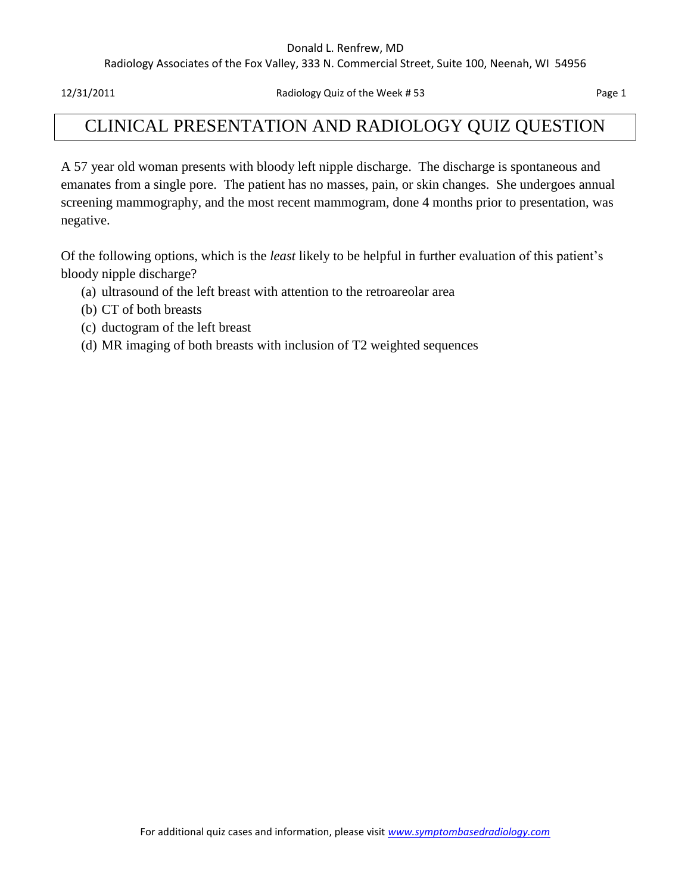# CLINICAL PRESENTATION AND RADIOLOGY QUIZ QUESTION

A 57 year old woman presents with bloody left nipple discharge. The discharge is spontaneous and emanates from a single pore. The patient has no masses, pain, or skin changes. She undergoes annual screening mammography, and the most recent mammogram, done 4 months prior to presentation, was negative.

Of the following options, which is the *least* likely to be helpful in further evaluation of this patient's bloody nipple discharge?

(a) ultrasound of the left breast with attention to the retroareolar area
(b) CT of both breasts
(c) ductogram of the left breast
(d) MR imaging of both breasts with inclusion of T2 weighted sequences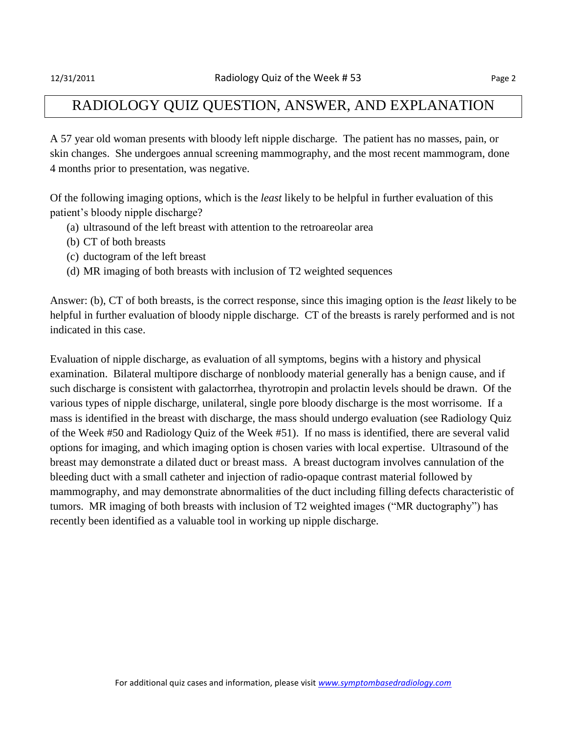# RADIOLOGY QUIZ QUESTION, ANSWER, AND EXPLANATION

A 57 year old woman presents with bloody left nipple discharge. The patient has no masses, pain, or skin changes. She undergoes annual screening mammography, and the most recent mammogram, done 4 months prior to presentation, was negative.

Of the following imaging options, which is the *least* likely to be helpful in further evaluation of this patient's bloody nipple discharge?

(a) ultrasound of the left breast with attention to the retroareolar area
(b) CT of both breasts
(c) ductogram of the left breast
(d) MR imaging of both breasts with inclusion of T2 weighted sequences

Answer: (b), CT of both breasts, is the correct response, since this imaging option is the *least* likely to be helpful in further evaluation of bloody nipple discharge. CT of the breasts is rarely performed and is not indicated in this case.

Evaluation of nipple discharge, as evaluation of all symptoms, begins with a history and physical examination. Bilateral multipore discharge of nonbloody material generally has a benign cause, and if such discharge is consistent with galactorrhea, thyrotropin and prolactin levels should be drawn. Of the various types of nipple discharge, unilateral, single pore bloody discharge is the most worrisome. If a mass is identified in the breast with discharge, the mass should undergo evaluation (see Radiology Quiz of the Week #50 and Radiology Quiz of the Week #51). If no mass is identified, there are several valid options for imaging, and which imaging option is chosen varies with local expertise. Ultrasound of the breast may demonstrate a dilated duct or breast mass. A breast ductogram involves cannulation of the bleeding duct with a small catheter and injection of radio-opaque contrast material followed by mammography, and may demonstrate abnormalities of the duct including filling defects characteristic of tumors. MR imaging of both breasts with inclusion of T2 weighted images ("MR ductography") has recently been identified as a valuable tool in working up nipple discharge.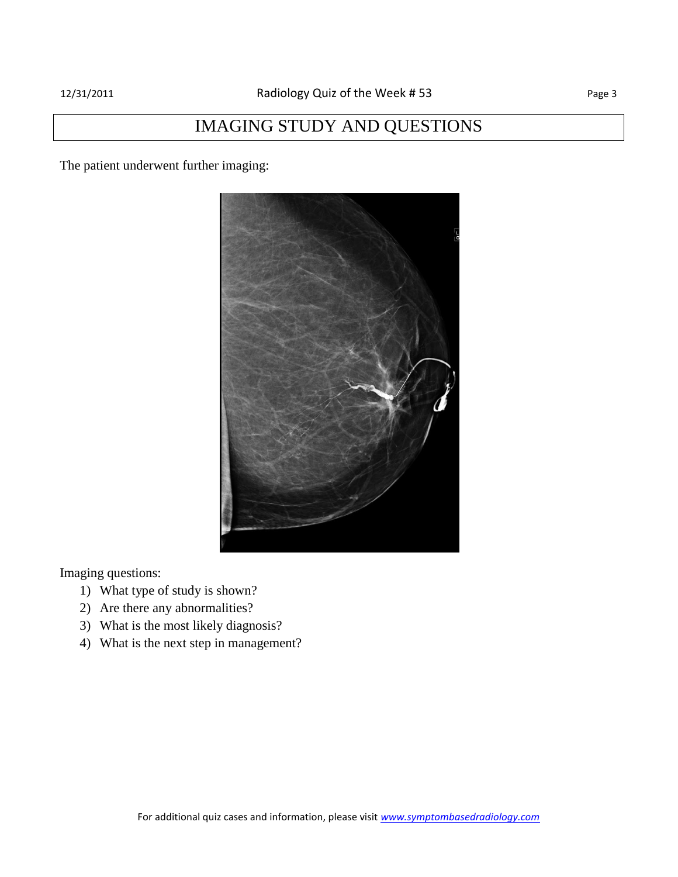# IMAGING STUDY AND QUESTIONS

The patient underwent further imaging:

Imaging questions:

1) What type of study is shown?
2) Are there any abnormalities?
3) What is the most likely diagnosis?
4) What is the next step in management?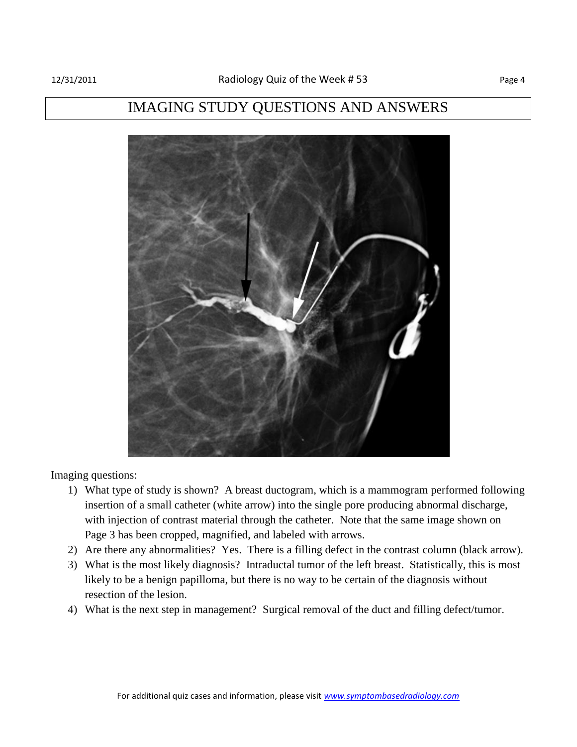# IMAGING STUDY QUESTIONS AND ANSWERS

Imaging questions:

1) What type of study is shown? A breast ductogram, which is a mammogram performed following insertion of a small catheter (white arrow) into the single pore producing abnormal discharge, with injection of contrast material through the catheter. Note that the same image shown on Page 3 has been cropped, magnified, and labeled with arrows.
2) Are there any abnormalities? Yes. There is a filling defect in the contrast column (black arrow).
3) What is the most likely diagnosis? Intraductal tumor of the left breast. Statistically, this is most likely to be a benign papilloma, but there is no way to be certain of the diagnosis without resection of the lesion.
4) What is the next step in management? Surgical removal of the duct and filling defect/tumor.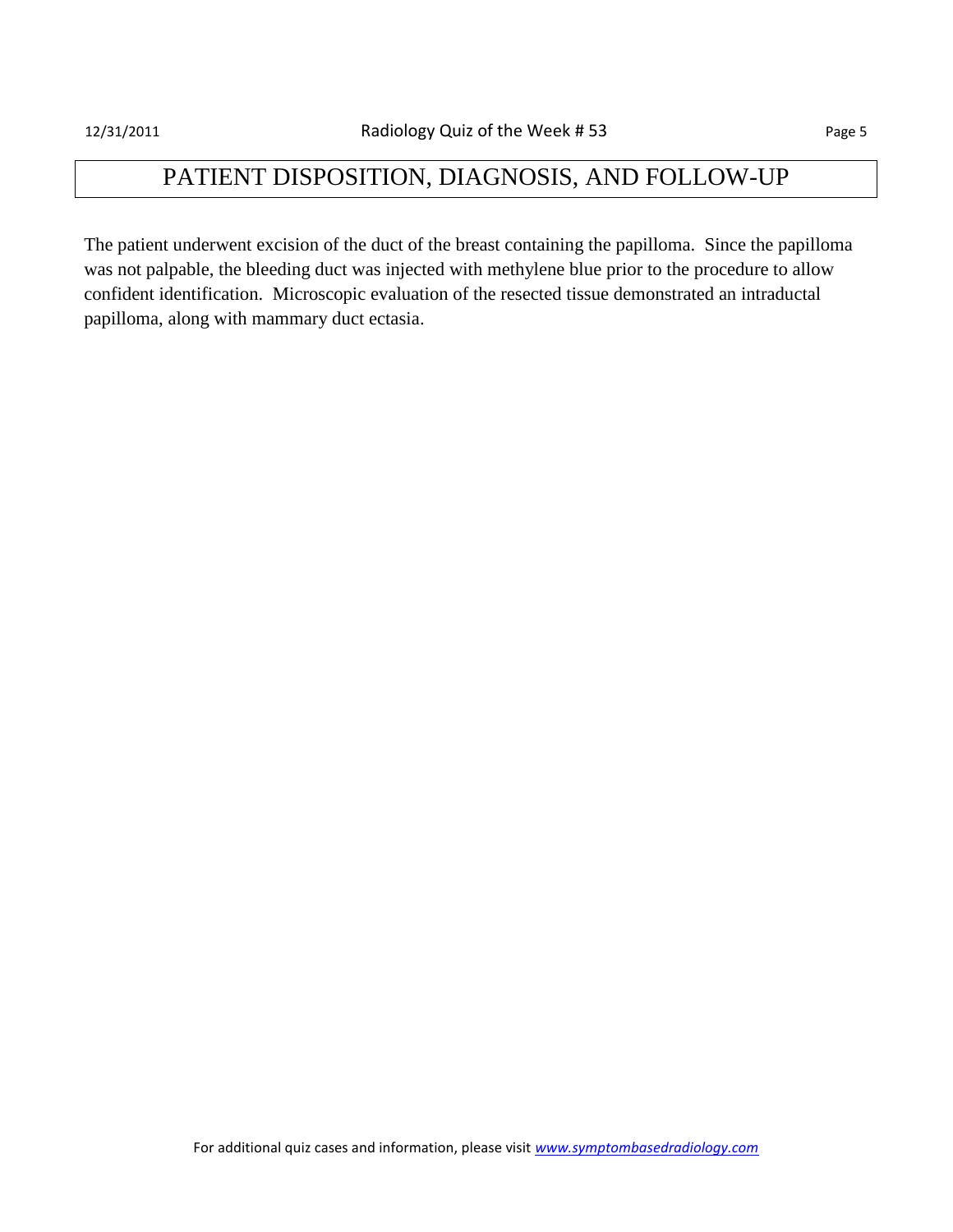# PATIENT DISPOSITION, DIAGNOSIS, AND FOLLOW-UP

The patient underwent excision of the duct of the breast containing the papilloma. Since the papilloma was not palpable, the bleeding duct was injected with methylene blue prior to the procedure to allow confident identification. Microscopic evaluation of the resected tissue demonstrated an intraductal papilloma, along with mammary duct ectasia.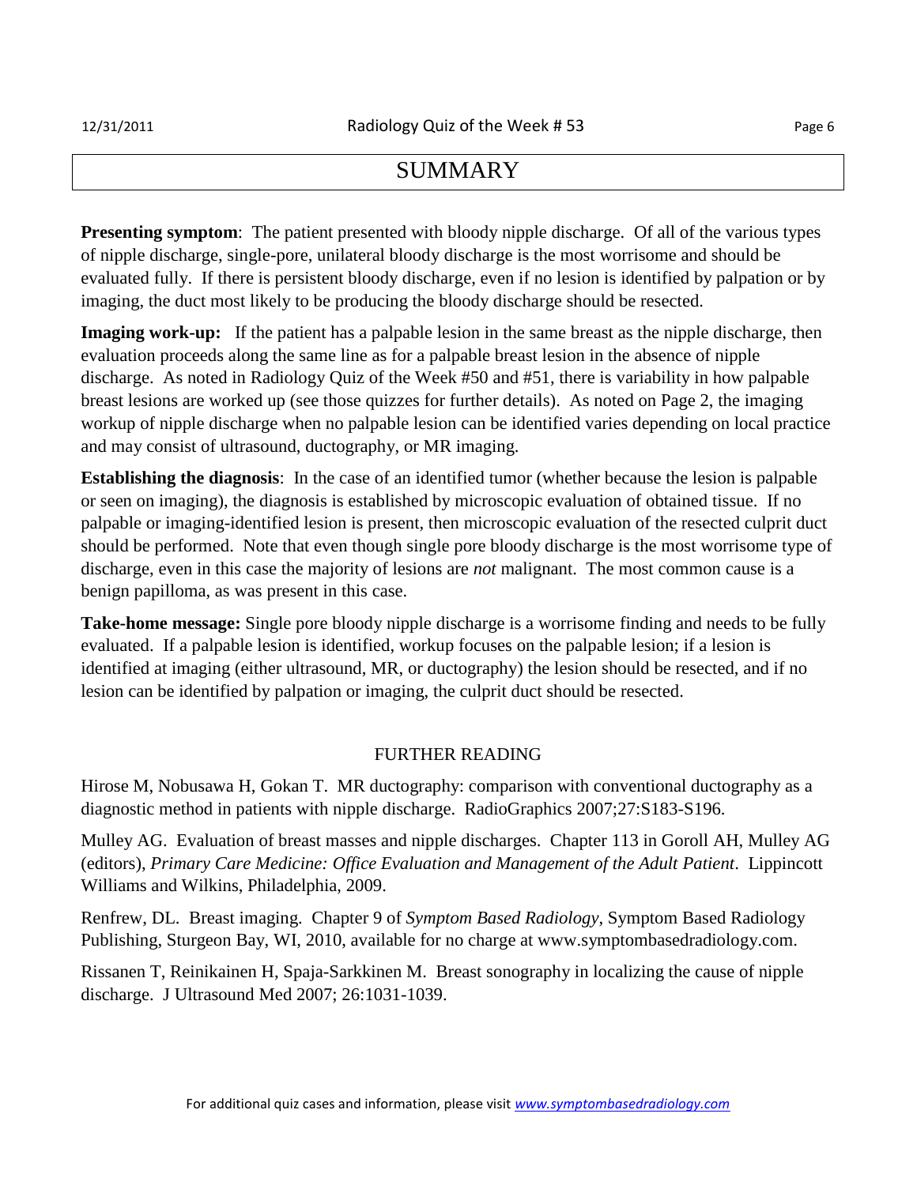# SUMMARY

**Presenting symptom**: The patient presented with bloody nipple discharge. Of all of the various types of nipple discharge, single-pore, unilateral bloody discharge is the most worrisome and should be evaluated fully. If there is persistent bloody discharge, even if no lesion is identified by palpation or by imaging, the duct most likely to be producing the bloody discharge should be resected.

**Imaging work-up:** If the patient has a palpable lesion in the same breast as the nipple discharge, then evaluation proceeds along the same line as for a palpable breast lesion in the absence of nipple discharge. As noted in Radiology Quiz of the Week #50 and #51, there is variability in how palpable breast lesions are worked up (see those quizzes for further details). As noted on Page 2, the imaging workup of nipple discharge when no palpable lesion can be identified varies depending on local practice and may consist of ultrasound, ductography, or MR imaging.

**Establishing the diagnosis**: In the case of an identified tumor (whether because the lesion is palpable or seen on imaging), the diagnosis is established by microscopic evaluation of obtained tissue. If no palpable or imaging-identified lesion is present, then microscopic evaluation of the resected culprit duct should be performed. Note that even though single pore bloody discharge is the most worrisome type of discharge, even in this case the majority of lesions are *not* malignant. The most common cause is a benign papilloma, as was present in this case.

**Take-home message:** Single pore bloody nipple discharge is a worrisome finding and needs to be fully evaluated. If a palpable lesion is identified, workup focuses on the palpable lesion; if a lesion is identified at imaging (either ultrasound, MR, or ductography) the lesion should be resected, and if no lesion can be identified by palpation or imaging, the culprit duct should be resected.

## FURTHER READING

Hirose M, Nobusawa H, Gokan T. MR ductography: comparison with conventional ductography as a diagnostic method in patients with nipple discharge. RadioGraphics 2007;27:S183-S196.

Mulley AG. Evaluation of breast masses and nipple discharges. Chapter 113 in Goroll AH, Mulley AG (editors), *Primary Care Medicine: Office Evaluation and Management of the Adult Patient*. Lippincott Williams and Wilkins, Philadelphia, 2009.

Renfrew, DL. Breast imaging. Chapter 9 of *Symptom Based Radiology*, Symptom Based Radiology Publishing, Sturgeon Bay, WI, 2010, available for no charge at www.symptombasedradiology.com.

Rissanen T, Reinikainen H, Spaja-Sarkkinen M. Breast sonography in localizing the cause of nipple discharge. J Ultrasound Med 2007; 26:1031-1039.